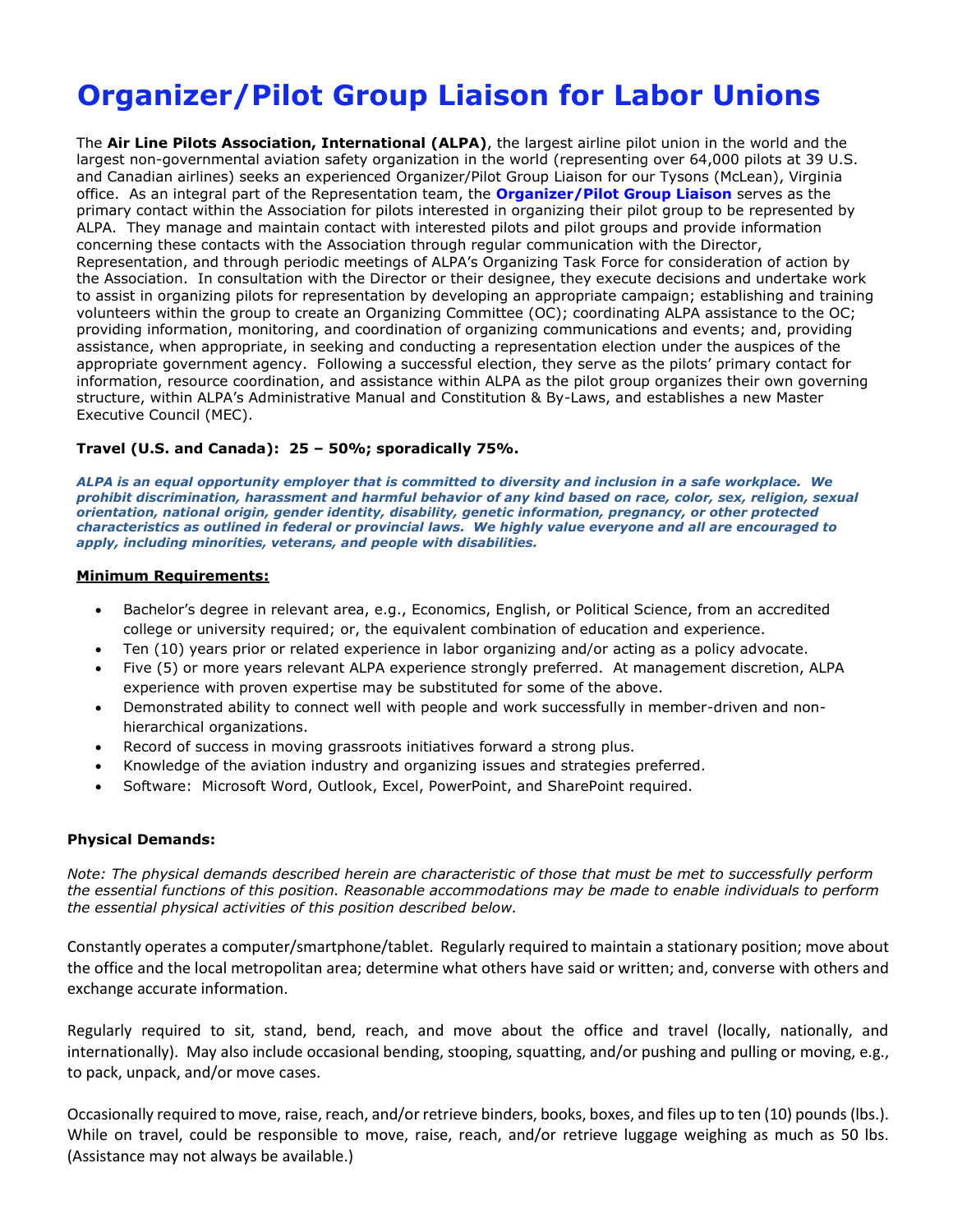# Organizer/Pilot Group Liaison for Labor Unions

The **Air Line Pilots Association, International (ALPA)**, the largest airline pilot union in the world and the largest non-governmental aviation safety organization in the world (representing over 64,000 pilots at 39 U.S. and Canadian airlines) seeks an experienced Organizer/Pilot Group Liaison for our Tysons (McLean), Virginia office. As an integral part of the Representation team, the **Organizer/Pilot Group Liaison** serves as the primary contact within the Association for pilots interested in organizing their pilot group to be represented by ALPA. They manage and maintain contact with interested pilots and pilot groups and provide information concerning these contacts with the Association through regular communication with the Director, Representation, and through periodic meetings of ALPA's Organizing Task Force for consideration of action by the Association. In consultation with the Director or their designee, they execute decisions and undertake work to assist in organizing pilots for representation by developing an appropriate campaign; establishing and training volunteers within the group to create an Organizing Committee (OC); coordinating ALPA assistance to the OC; providing information, monitoring, and coordination of organizing communications and events; and, providing assistance, when appropriate, in seeking and conducting a representation election under the auspices of the appropriate government agency. Following a successful election, they serve as the pilots' primary contact for information, resource coordination, and assistance within ALPA as the pilot group organizes their own governing structure, within ALPA's Administrative Manual and Constitution & By-Laws, and establishes a new Master Executive Council (MEC).

**Travel (U.S. and Canada): 25 – 50%; sporadically 75%.**

***ALPA is an equal opportunity employer that is committed to diversity and inclusion in a safe workplace. We prohibit discrimination, harassment and harmful behavior of any kind based on race, color, sex, religion, sexual orientation, national origin, gender identity, disability, genetic information, pregnancy, or other protected characteristics as outlined in federal or provincial laws. We highly value everyone and all are encouraged to apply, including minorities, veterans, and people with disabilities.***

**Minimum Requirements:**

- Bachelor's degree in relevant area, e.g., Economics, English, or Political Science, from an accredited college or university required; or, the equivalent combination of education and experience.
- Ten (10) years prior or related experience in labor organizing and/or acting as a policy advocate.
- Five (5) or more years relevant ALPA experience strongly preferred. At management discretion, ALPA experience with proven expertise may be substituted for some of the above.
- Demonstrated ability to connect well with people and work successfully in member-driven and non-hierarchical organizations.
- Record of success in moving grassroots initiatives forward a strong plus.
- Knowledge of the aviation industry and organizing issues and strategies preferred.
- Software: Microsoft Word, Outlook, Excel, PowerPoint, and SharePoint required.

**Physical Demands:**

*Note: The physical demands described herein are characteristic of those that must be met to successfully perform the essential functions of this position. Reasonable accommodations may be made to enable individuals to perform the essential physical activities of this position described below.*

Constantly operates a computer/smartphone/tablet. Regularly required to maintain a stationary position; move about the office and the local metropolitan area; determine what others have said or written; and, converse with others and exchange accurate information.

Regularly required to sit, stand, bend, reach, and move about the office and travel (locally, nationally, and internationally). May also include occasional bending, stooping, squatting, and/or pushing and pulling or moving, e.g., to pack, unpack, and/or move cases.

Occasionally required to move, raise, reach, and/or retrieve binders, books, boxes, and files up to ten (10) pounds (lbs.). While on travel, could be responsible to move, raise, reach, and/or retrieve luggage weighing as much as 50 lbs. (Assistance may not always be available.)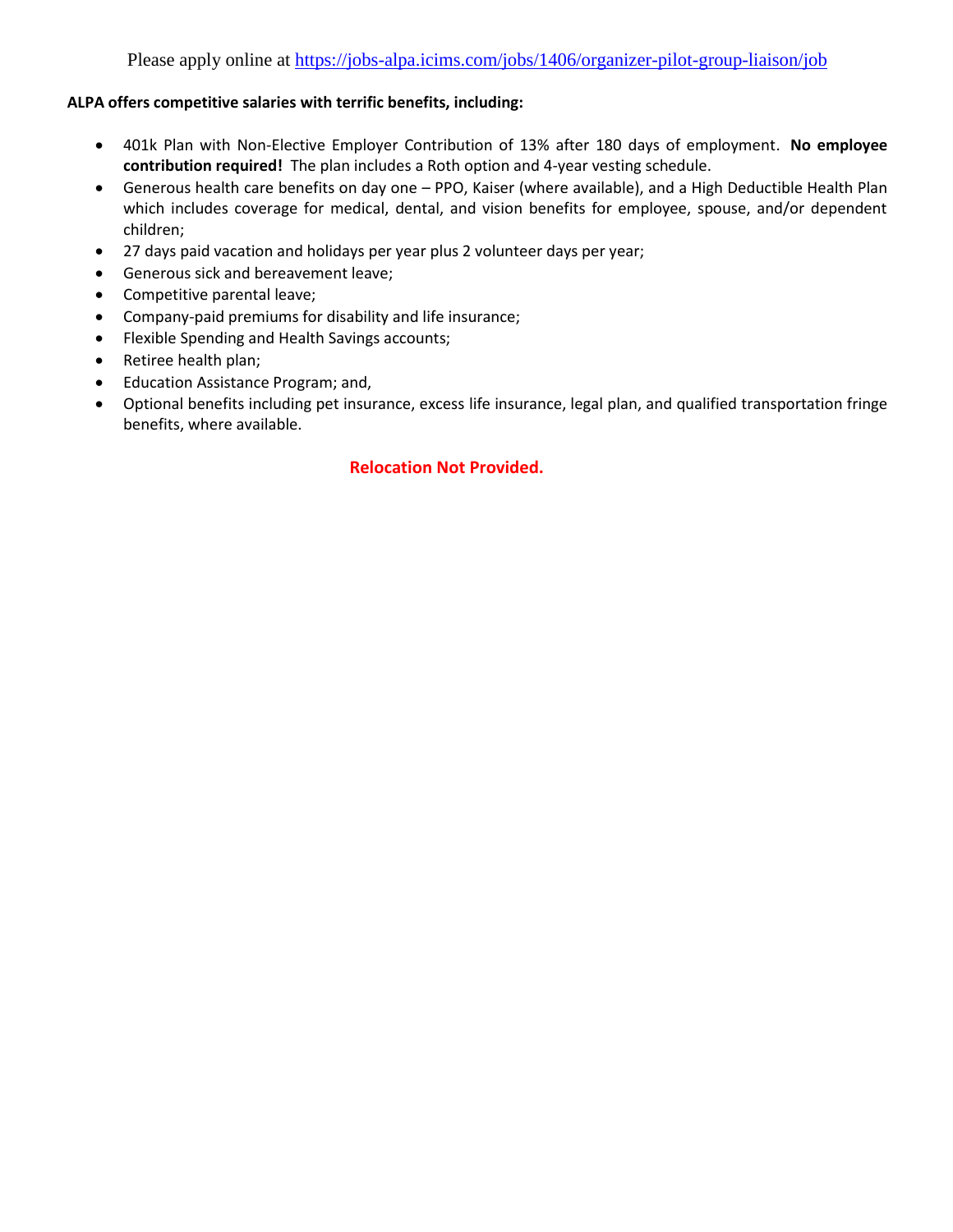Please apply online at [https://jobs-alpa.icims.com/jobs/1406/organizer-pilot-group-liaison/job](https://jobs-alpa.icims.com/jobs/1406/organizer-pilot-group-liaison/job)

**ALPA offers competitive salaries with terrific benefits, including:**

- 401k Plan with Non-Elective Employer Contribution of 13% after 180 days of employment. **No employee contribution required!** The plan includes a Roth option and 4-year vesting schedule.
- Generous health care benefits on day one – PPO, Kaiser (where available), and a High Deductible Health Plan which includes coverage for medical, dental, and vision benefits for employee, spouse, and/or dependent children;
- 27 days paid vacation and holidays per year plus 2 volunteer days per year;
- Generous sick and bereavement leave;
- Competitive parental leave;
- Company-paid premiums for disability and life insurance;
- Flexible Spending and Health Savings accounts;
- Retiree health plan;
- Education Assistance Program; and,
- Optional benefits including pet insurance, excess life insurance, legal plan, and qualified transportation fringe benefits, where available.

**Relocation Not Provided.**